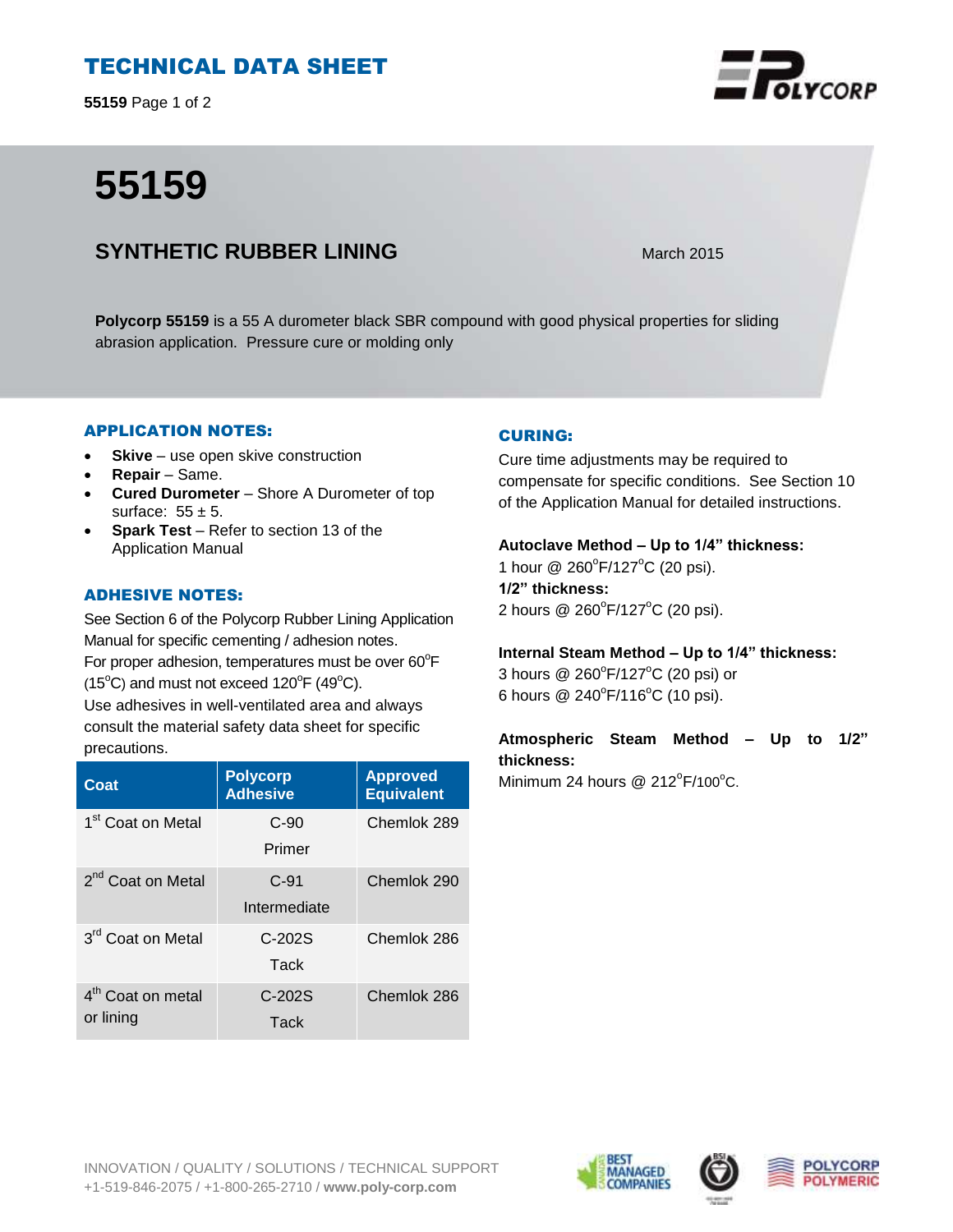# TECHNICAL DATA SHEET

**55159**

# 55159

## SYNTHETIC RUBBER LINING

March 2015

**Polycorp 55159** is a 55 A durometer black SBR compound with good physical properties for sliding abrasion application. Pressure cure or molding only

### APPLICATION NOTES:

- **Skive** – use open skive construction
- **Repair** – Same.
- **Cured Durometer** – Shore A Durometer of top surface: 55 ± 5.
- **Spark Test** – Refer to section 13 of the Application Manual

### ADHESIVE NOTES:

See Section 6 of the Polycorp Rubber Lining Application Manual for specific cementing / adhesion notes.
For proper adhesion, temperatures must be over 60°F (15°C) and must not exceed 120°F (49°C).
Use adhesives in well-ventilated area and always consult the material safety data sheet for specific precautions.

| Coat | Polycorp Adhesive | Approved Equivalent |
|---|---|---|
| 1st Coat on Metal | C-90 Primer | Chemlok 289 |
| 2nd Coat on Metal | C-91 Intermediate | Chemlok 290 |
| 3rd Coat on Metal | C-202S Tack | Chemlok 286 |
| 4th Coat on metal or lining | C-202S Tack | Chemlok 286 |

### CURING:

Cure time adjustments may be required to compensate for specific conditions. See Section 10 of the Application Manual for detailed instructions.

**Autoclave Method – Up to 1/4" thickness:**
1 hour @ 260°F/127°C (20 psi).
**1/2" thickness:**
2 hours @ 260°F/127°C (20 psi).

**Internal Steam Method – Up to 1/4" thickness:**
3 hours @ 260°F/127°C (20 psi) or
6 hours @ 240°F/116°C (10 psi).

**Atmospheric Steam Method – Up to 1/2" thickness:**
Minimum 24 hours @ 212°F/100°C.

INNOVATION / QUALITY / SOLUTIONS / TECHNICAL SUPPORT
+1-519-846-2075 / +1-800-265-2710 / **www.poly-corp.com**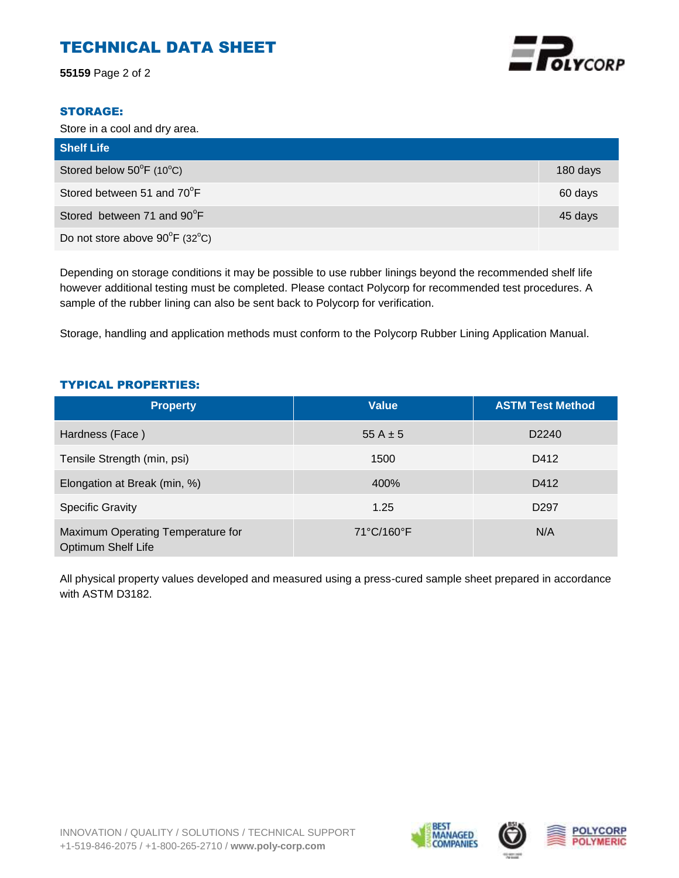## STORAGE:

Store in a cool and dry area.

| Shelf Life | |
|---|---|
| Stored below 50°F (10°C) | 180 days |
| Stored between 51 and 70°F | 60 days |
| Stored between 71 and 90°F | 45 days |
| Do not store above 90°F (32°C) | |

Depending on storage conditions it may be possible to use rubber linings beyond the recommended shelf life however additional testing must be completed. Please contact Polycorp for recommended test procedures. A sample of the rubber lining can also be sent back to Polycorp for verification.

Storage, handling and application methods must conform to the Polycorp Rubber Lining Application Manual.

## TYPICAL PROPERTIES:

| Property | Value | ASTM Test Method |
|---|---|---|
| Hardness (Face ) | 55 A ± 5 | D2240 |
| Tensile Strength (min, psi) | 1500 | D412 |
| Elongation at Break (min, %) | 400% | D412 |
| Specific Gravity | 1.25 | D297 |
| Maximum Operating Temperature for Optimum Shelf Life | 71°C/160°F | N/A |

All physical property values developed and measured using a press-cured sample sheet prepared in accordance with ASTM D3182.